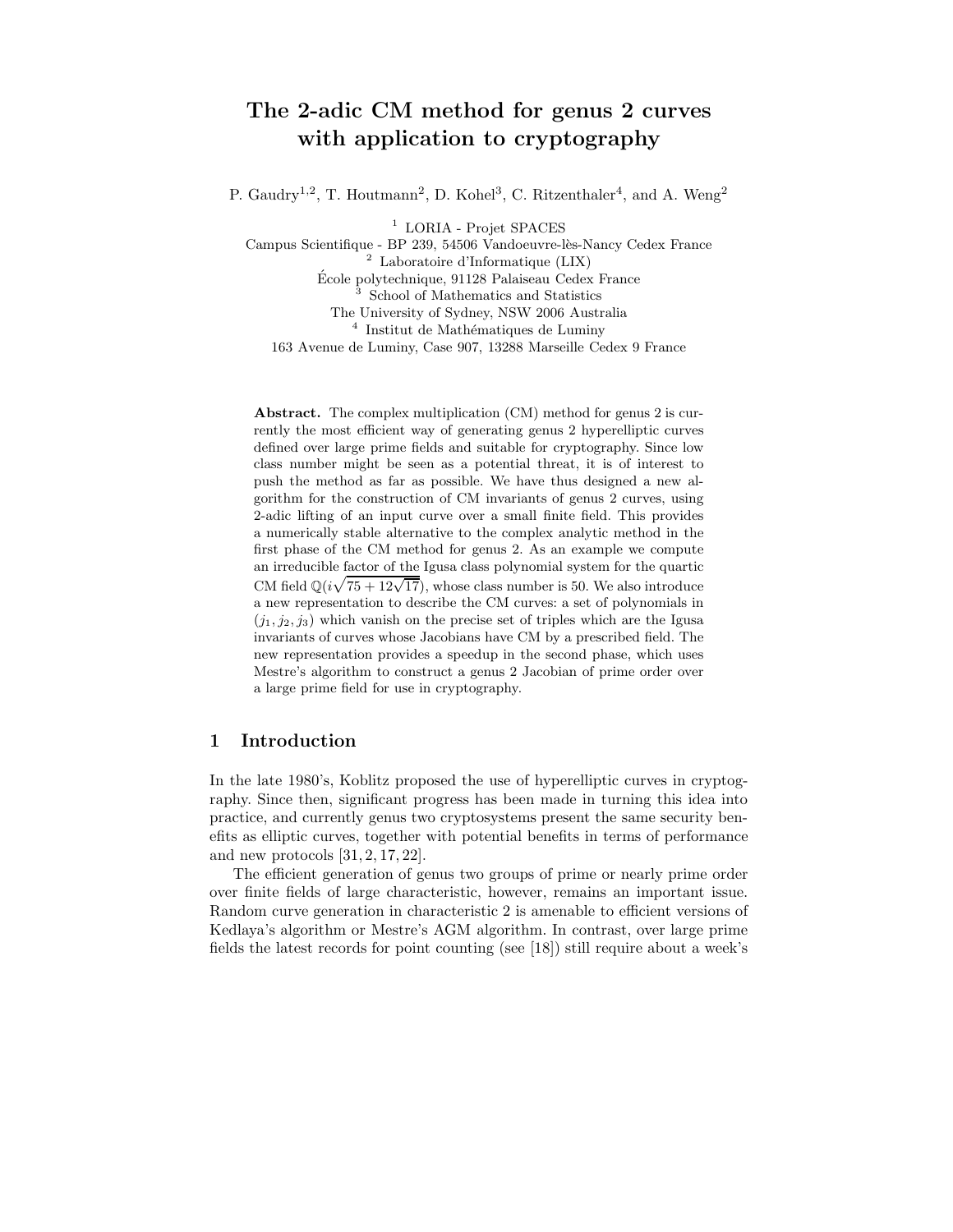# The 2-adic CM method for genus 2 curves with application to cryptography

P. Gaudry[1,2], T. Houtmann[2], D. Kohel[3], C. Ritzenthaler[4], and A. Weng[2]

[1] LORIA - Projet SPACES
Campus Scientifique - BP 239, 54506 Vandoeuvre-lès-Nancy Cedex France

[2] Laboratoire d'Informatique (LIX)
École polytechnique, 91128 Palaiseau Cedex France

[3] School of Mathematics and Statistics
The University of Sydney, NSW 2006 Australia

[4] Institut de Mathématiques de Luminy
163 Avenue de Luminy, Case 907, 13288 Marseille Cedex 9 France

**Abstract.** The complex multiplication (CM) method for genus 2 is currently the most efficient way of generating genus 2 hyperelliptic curves defined over large prime fields and suitable for cryptography. Since low class number might be seen as a potential threat, it is of interest to push the method as far as possible. We have thus designed a new algorithm for the construction of CM invariants of genus 2 curves, using 2-adic lifting of an input curve over a small finite field. This provides a numerically stable alternative to the complex analytic method in the first phase of the CM method for genus 2. As an example we compute an irreducible factor of the Igusa class polynomial system for the quartic CM field $\mathbb{Q}(i\sqrt{75+12\sqrt{17}})$, whose class number is 50. We also introduce a new representation to describe the CM curves: a set of polynomials in $(j_1, j_2, j_3)$ which vanish on the precise set of triples which are the Igusa invariants of curves whose Jacobians have CM by a prescribed field. The new representation provides a speedup in the second phase, which uses Mestre's algorithm to construct a genus 2 Jacobian of prime order over a large prime field for use in cryptography.

## 1 Introduction

In the late 1980's, Koblitz proposed the use of hyperelliptic curves in cryptography. Since then, significant progress has been made in turning this idea into practice, and currently genus two cryptosystems present the same security benefits as elliptic curves, together with potential benefits in terms of performance and new protocols [31, 2, 17, 22].

The efficient generation of genus two groups of prime or nearly prime order over finite fields of large characteristic, however, remains an important issue. Random curve generation in characteristic 2 is amenable to efficient versions of Kedlaya's algorithm or Mestre's AGM algorithm. In contrast, over large prime fields the latest records for point counting (see [18]) still require about a week's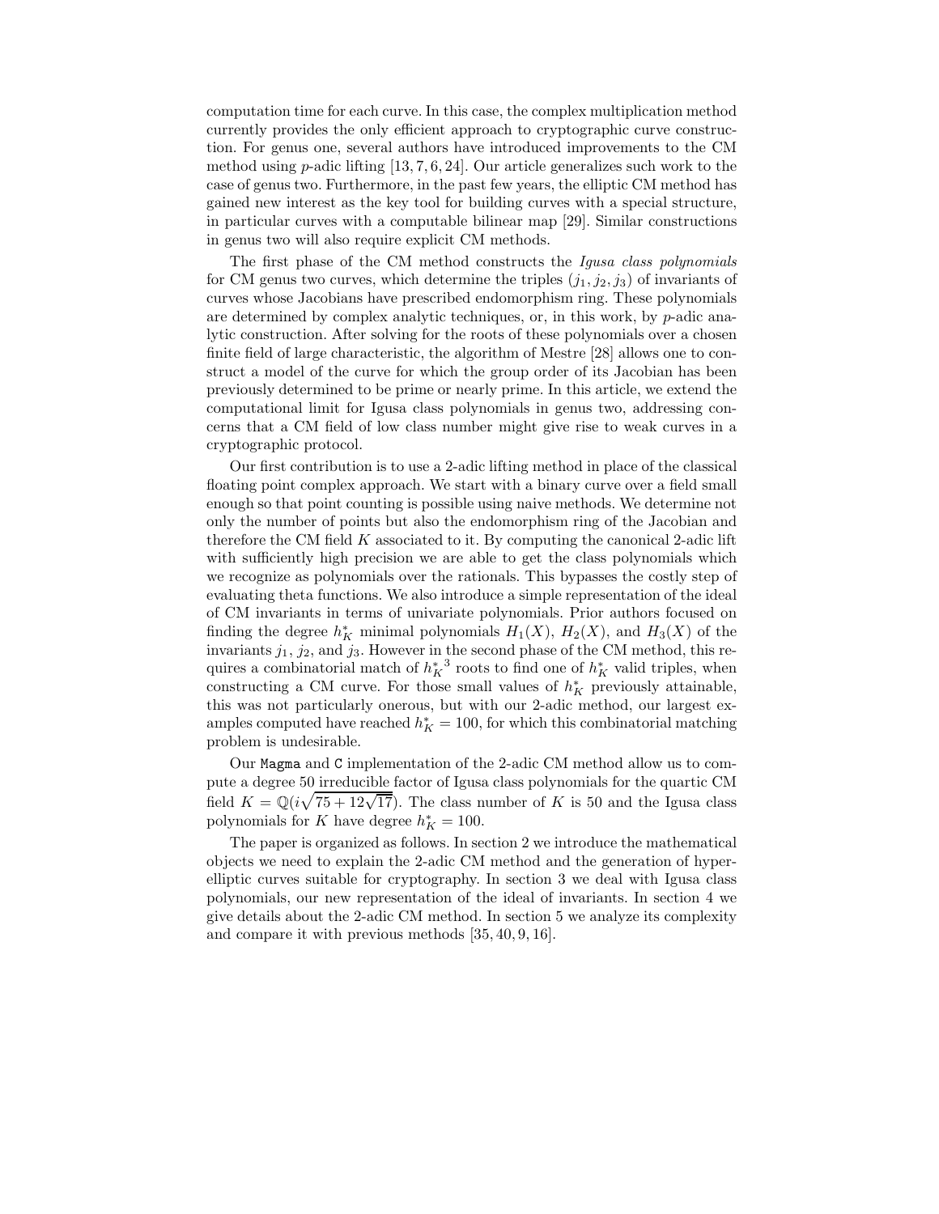computation time for each curve. In this case, the complex multiplication method currently provides the only efficient approach to cryptographic curve construction. For genus one, several authors have introduced improvements to the CM method using $p$-adic lifting [13, 7, 6, 24]. Our article generalizes such work to the case of genus two. Furthermore, in the past few years, the elliptic CM method has gained new interest as the key tool for building curves with a special structure, in particular curves with a computable bilinear map [29]. Similar constructions in genus two will also require explicit CM methods.

The first phase of the CM method constructs the *Igusa class polynomials* for CM genus two curves, which determine the triples $(j_1, j_2, j_3)$ of invariants of curves whose Jacobians have prescribed endomorphism ring. These polynomials are determined by complex analytic techniques, or, in this work, by $p$-adic analytic construction. After solving for the roots of these polynomials over a chosen finite field of large characteristic, the algorithm of Mestre [28] allows one to construct a model of the curve for which the group order of its Jacobian has been previously determined to be prime or nearly prime. In this article, we extend the computational limit for Igusa class polynomials in genus two, addressing concerns that a CM field of low class number might give rise to weak curves in a cryptographic protocol.

Our first contribution is to use a 2-adic lifting method in place of the classical floating point complex approach. We start with a binary curve over a field small enough so that point counting is possible using naive methods. We determine not only the number of points but also the endomorphism ring of the Jacobian and therefore the CM field $K$ associated to it. By computing the canonical 2-adic lift with sufficiently high precision we are able to get the class polynomials which we recognize as polynomials over the rationals. This bypasses the costly step of evaluating theta functions. We also introduce a simple representation of the ideal of CM invariants in terms of univariate polynomials. Prior authors focused on finding the degree $h_K^*$ minimal polynomials $H_1(X)$, $H_2(X)$, and $H_3(X)$ of the invariants $j_1$, $j_2$, and $j_3$. However in the second phase of the CM method, this requires a combinatorial match of ${h_K^*}^3$ roots to find one of $h_K^*$ valid triples, when constructing a CM curve. For those small values of $h_K^*$ previously attainable, this was not particularly onerous, but with our 2-adic method, our largest examples computed have reached $h_K^* = 100$, for which this combinatorial matching problem is undesirable.

Our `Magma` and `C` implementation of the 2-adic CM method allow us to compute a degree 50 irreducible factor of Igusa class polynomials for the quartic CM field $K = \mathbb{Q}(i\sqrt{75 + 12\sqrt{17}})$. The class number of $K$ is 50 and the Igusa class polynomials for $K$ have degree $h_K^* = 100$.

The paper is organized as follows. In section 2 we introduce the mathematical objects we need to explain the 2-adic CM method and the generation of hyperelliptic curves suitable for cryptography. In section 3 we deal with Igusa class polynomials, our new representation of the ideal of invariants. In section 4 we give details about the 2-adic CM method. In section 5 we analyze its complexity and compare it with previous methods [35, 40, 9, 16].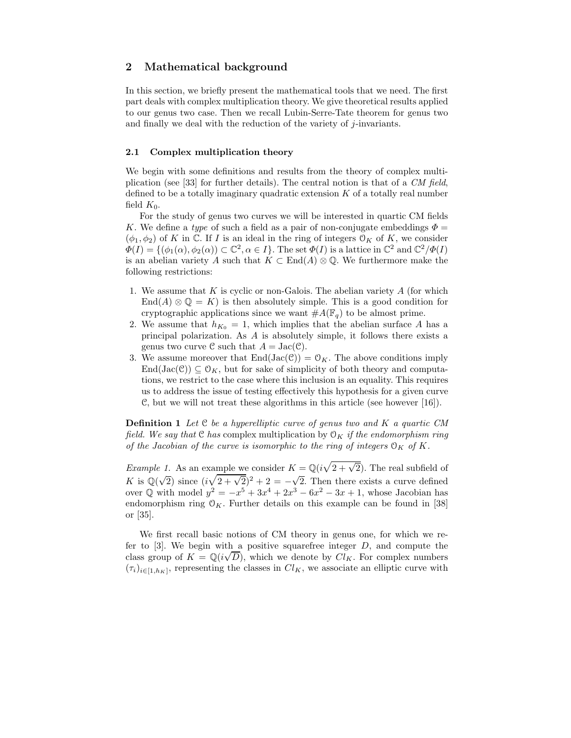## 2 Mathematical background

In this section, we briefly present the mathematical tools that we need. The first part deals with complex multiplication theory. We give theoretical results applied to our genus two case. Then we recall Lubin-Serre-Tate theorem for genus two and finally we deal with the reduction of the variety of $j$-invariants.

### 2.1 Complex multiplication theory

We begin with some definitions and results from the theory of complex multiplication (see [33] for further details). The central notion is that of a *CM field*, defined to be a totally imaginary quadratic extension $K$ of a totally real number field $K_0$.

For the study of genus two curves we will be interested in quartic CM fields $K$. We define a *type* of such a field as a pair of non-conjugate embeddings $\Phi = (\phi_1, \phi_2)$ of $K$ in $\mathbb{C}$. If $I$ is an ideal in the ring of integers $\mathcal{O}_K$ of $K$, we consider $\Phi(I) = \{(\phi_1(\alpha), \phi_2(\alpha)) \subset \mathbb{C}^2, \alpha \in I\}$. The set $\Phi(I)$ is a lattice in $\mathbb{C}^2$ and $\mathbb{C}^2/\Phi(I)$ is an abelian variety $A$ such that $K \subset \mathrm{End}(A) \otimes \mathbb{Q}$. We furthermore make the following restrictions:

1. We assume that $K$ is cyclic or non-Galois. The abelian variety $A$ (for which $\mathrm{End}(A) \otimes \mathbb{Q} = K$) is then absolutely simple. This is a good condition for cryptographic applications since we want $\#A(\mathbb{F}_q)$ to be almost prime.
2. We assume that $h_{K_0} = 1$, which implies that the abelian surface $A$ has a principal polarization. As $A$ is absolutely simple, it follows there exists a genus two curve $\mathcal{C}$ such that $A = \mathrm{Jac}(\mathcal{C})$.
3. We assume moreover that $\mathrm{End}(\mathrm{Jac}(\mathcal{C})) = \mathcal{O}_K$. The above conditions imply $\mathrm{End}(\mathrm{Jac}(\mathcal{C})) \subseteq \mathcal{O}_K$, but for sake of simplicity of both theory and computations, we restrict to the case where this inclusion is an equality. This requires us to address the issue of testing effectively this hypothesis for a given curve $\mathcal{C}$, but we will not treat these algorithms in this article (see however [16]).

**Definition 1** *Let $\mathcal{C}$ be a hyperelliptic curve of genus two and $K$ a quartic CM field. We say that $\mathcal{C}$ has* complex multiplication by $\mathcal{O}_K$ *if the endomorphism ring of the Jacobian of the curve is isomorphic to the ring of integers $\mathcal{O}_K$ of $K$.*

*Example 1.* As an example we consider $K = \mathbb{Q}(i\sqrt{2+\sqrt{2}})$. The real subfield of $K$ is $\mathbb{Q}(\sqrt{2})$ since $(i\sqrt{2+\sqrt{2}})^2 + 2 = -\sqrt{2}$. Then there exists a curve defined over $\mathbb{Q}$ with model $y^2 = -x^5 + 3x^4 + 2x^3 - 6x^2 - 3x + 1$, whose Jacobian has endomorphism ring $\mathcal{O}_K$. Further details on this example can be found in [38] or [35].

We first recall basic notions of CM theory in genus one, for which we refer to [3]. We begin with a positive squarefree integer $D$, and compute the class group of $K = \mathbb{Q}(i\sqrt{D})$, which we denote by $Cl_K$. For complex numbers $(\tau_i)_{i \in [1, h_K]}$, representing the classes in $Cl_K$, we associate an elliptic curve with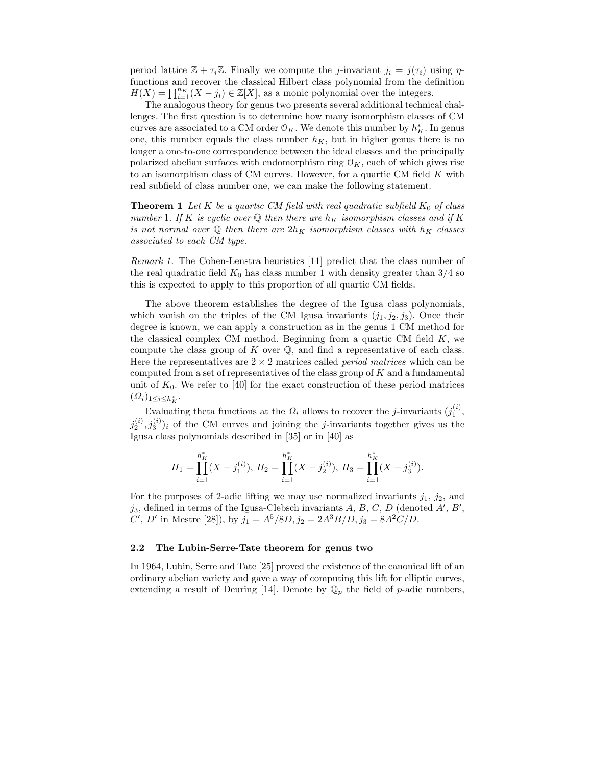period lattice $\mathbb{Z} + \tau_i\mathbb{Z}$. Finally we compute the $j$-invariant $j_i = j(\tau_i)$ using $\eta$-functions and recover the classical Hilbert class polynomial from the definition $H(X) = \prod_{i=1}^{h_K}(X - j_i) \in \mathbb{Z}[X]$, as a monic polynomial over the integers.

The analogous theory for genus two presents several additional technical challenges. The first question is to determine how many isomorphism classes of CM curves are associated to a CM order $\mathcal{O}_K$. We denote this number by $h_K^*$. In genus one, this number equals the class number $h_K$, but in higher genus there is no longer a one-to-one correspondence between the ideal classes and the principally polarized abelian surfaces with endomorphism ring $\mathcal{O}_K$, each of which gives rise to an isomorphism class of CM curves. However, for a quartic CM field $K$ with real subfield of class number one, we can make the following statement.

**Theorem 1** *Let $K$ be a quartic CM field with real quadratic subfield $K_0$ of class number 1. If $K$ is cyclic over $\mathbb{Q}$ then there are $h_K$ isomorphism classes and if $K$ is not normal over $\mathbb{Q}$ then there are $2h_K$ isomorphism classes with $h_K$ classes associated to each CM type.*

*Remark 1.* The Cohen-Lenstra heuristics [11] predict that the class number of the real quadratic field $K_0$ has class number 1 with density greater than 3/4 so this is expected to apply to this proportion of all quartic CM fields.

The above theorem establishes the degree of the Igusa class polynomials, which vanish on the triples of the CM Igusa invariants $(j_1, j_2, j_3)$. Once their degree is known, we can apply a construction as in the genus 1 CM method for the classical complex CM method. Beginning from a quartic CM field $K$, we compute the class group of $K$ over $\mathbb{Q}$, and find a representative of each class. Here the representatives are $2 \times 2$ matrices called *period matrices* which can be computed from a set of representatives of the class group of $K$ and a fundamental unit of $K_0$. We refer to [40] for the exact construction of these period matrices $(\Omega_i)_{1\leq i\leq h_K^*}$.

Evaluating theta functions at the $\Omega_i$ allows to recover the $j$-invariants $(j_1^{(i)}, j_2^{(i)}, j_3^{(i)})_i$ of the CM curves and joining the $j$-invariants together gives us the Igusa class polynomials described in [35] or in [40] as

$$H_1 = \prod_{i=1}^{h_K^*}(X - j_1^{(i)}),\ H_2 = \prod_{i=1}^{h_K^*}(X - j_2^{(i)}),\ H_3 = \prod_{i=1}^{h_K^*}(X - j_3^{(i)}).$$

For the purposes of 2-adic lifting we may use normalized invariants $j_1$, $j_2$, and $j_3$, defined in terms of the Igusa-Clebsch invariants $A$, $B$, $C$, $D$ (denoted $A'$, $B'$, $C'$, $D'$ in Mestre [28]), by $j_1 = A^5/8D, j_2 = 2A^3B/D, j_3 = 8A^2C/D$.

### 2.2 The Lubin-Serre-Tate theorem for genus two

In 1964, Lubin, Serre and Tate [25] proved the existence of the canonical lift of an ordinary abelian variety and gave a way of computing this lift for elliptic curves, extending a result of Deuring [14]. Denote by $\mathbb{Q}_p$ the field of $p$-adic numbers,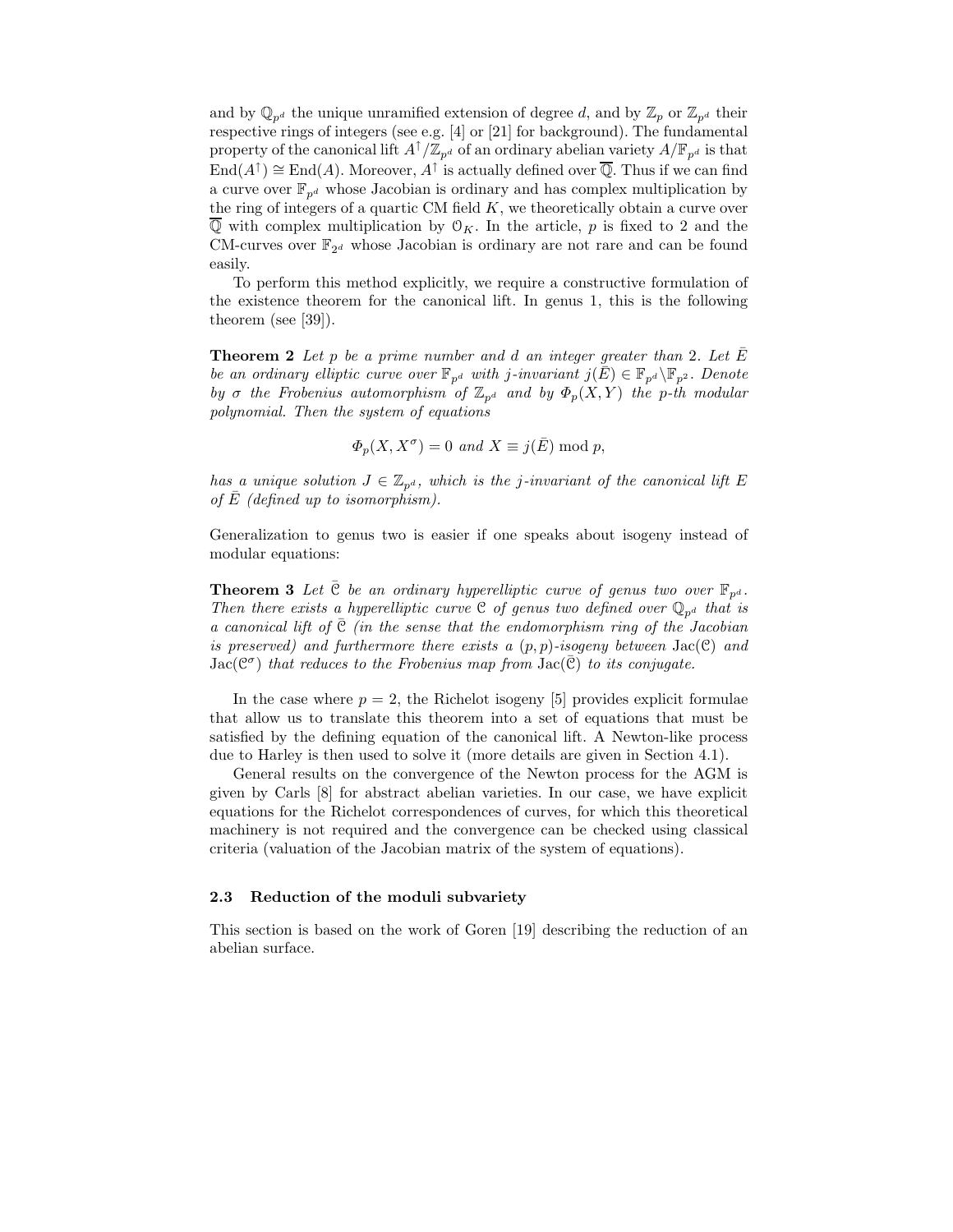and by $\mathbb{Q}_{p^d}$ the unique unramified extension of degree $d$, and by $\mathbb{Z}_p$ or $\mathbb{Z}_{p^d}$ their respective rings of integers (see e.g. [4] or [21] for background). The fundamental property of the canonical lift $A^{\uparrow}/\mathbb{Z}_{p^d}$ of an ordinary abelian variety $A/\mathbb{F}_{p^d}$ is that $\mathrm{End}(A^{\uparrow}) \cong \mathrm{End}(A)$. Moreover, $A^{\uparrow}$ is actually defined over $\overline{\mathbb{Q}}$. Thus if we can find a curve over $\mathbb{F}_{p^d}$ whose Jacobian is ordinary and has complex multiplication by the ring of integers of a quartic CM field $K$, we theoretically obtain a curve over $\overline{\mathbb{Q}}$ with complex multiplication by $\mathcal{O}_K$. In the article, $p$ is fixed to 2 and the CM-curves over $\mathbb{F}_{2^d}$ whose Jacobian is ordinary are not rare and can be found easily.

To perform this method explicitly, we require a constructive formulation of the existence theorem for the canonical lift. In genus 1, this is the following theorem (see [39]).

**Theorem 2** *Let $p$ be a prime number and $d$ an integer greater than 2. Let $\bar{E}$ be an ordinary elliptic curve over $\mathbb{F}_{p^d}$ with $j$-invariant $j(\bar{E}) \in \mathbb{F}_{p^d} \backslash \mathbb{F}_{p^2}$. Denote by $\sigma$ the Frobenius automorphism of $\mathbb{Z}_{p^d}$ and by $\Phi_p(X, Y)$ the $p$-th modular polynomial. Then the system of equations*

$$\Phi_p(X, X^{\sigma}) = 0 \text{ and } X \equiv j(\bar{E}) \bmod p,$$

*has a unique solution $J \in \mathbb{Z}_{p^d}$, which is the $j$-invariant of the canonical lift $E$ of $\bar{E}$ (defined up to isomorphism).*

Generalization to genus two is easier if one speaks about isogeny instead of modular equations:

**Theorem 3** *Let $\bar{\mathcal{C}}$ be an ordinary hyperelliptic curve of genus two over $\mathbb{F}_{p^d}$. Then there exists a hyperelliptic curve $\mathcal{C}$ of genus two defined over $\mathbb{Q}_{p^d}$ that is a canonical lift of $\bar{\mathcal{C}}$ (in the sense that the endomorphism ring of the Jacobian is preserved) and furthermore there exists a $(p, p)$-isogeny between $\mathrm{Jac}(\mathcal{C})$ and $\mathrm{Jac}(\mathcal{C}^{\sigma})$ that reduces to the Frobenius map from $\mathrm{Jac}(\bar{\mathcal{C}})$ to its conjugate.*

In the case where $p = 2$, the Richelot isogeny [5] provides explicit formulae that allow us to translate this theorem into a set of equations that must be satisfied by the defining equation of the canonical lift. A Newton-like process due to Harley is then used to solve it (more details are given in Section 4.1).

General results on the convergence of the Newton process for the AGM is given by Carls [8] for abstract abelian varieties. In our case, we have explicit equations for the Richelot correspondences of curves, for which this theoretical machinery is not required and the convergence can be checked using classical criteria (valuation of the Jacobian matrix of the system of equations).

### 2.3 Reduction of the moduli subvariety

This section is based on the work of Goren [19] describing the reduction of an abelian surface.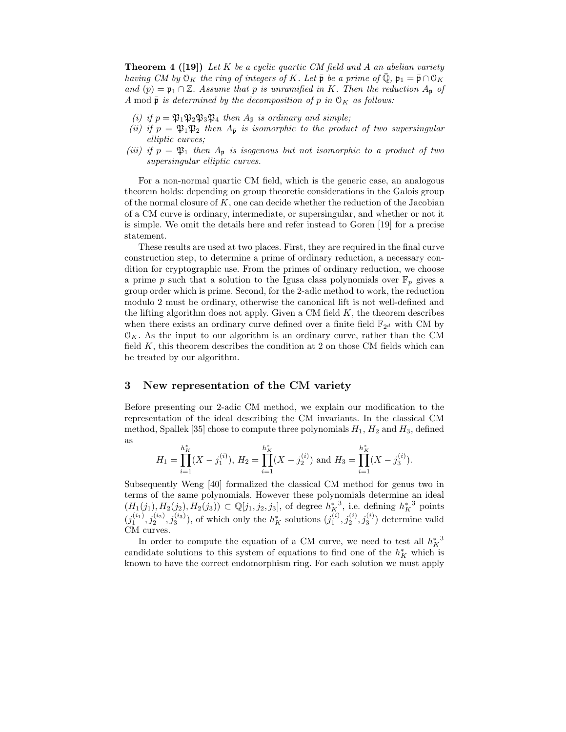**Theorem 4 ([19])** *Let $K$ be a cyclic quartic CM field and $A$ an abelian variety having CM by $\mathcal{O}_K$ the ring of integers of $K$. Let $\bar{\mathfrak{p}}$ be a prime of $\bar{\mathbb{Q}}$, $\mathfrak{p}_1 = \bar{\mathfrak{p}} \cap \mathcal{O}_K$ and $(p) = \mathfrak{p}_1 \cap \mathbb{Z}$. Assume that $p$ is unramified in $K$. Then the reduction $A_{\bar{\mathfrak{p}}}$ of $A \bmod \bar{\mathfrak{p}}$ is determined by the decomposition of $p$ in $\mathcal{O}_K$ as follows:*

*(i) if $p = \mathfrak{P}_1\mathfrak{P}_2\mathfrak{P}_3\mathfrak{P}_4$ then $A_{\bar{\mathfrak{p}}}$ is ordinary and simple;*

*(ii) if $p = \mathfrak{P}_1\mathfrak{P}_2$ then $A_{\bar{\mathfrak{p}}}$ is isomorphic to the product of two supersingular elliptic curves;*

*(iii) if $p = \mathfrak{P}_1$ then $A_{\bar{\mathfrak{p}}}$ is isogenous but not isomorphic to a product of two supersingular elliptic curves.*

For a non-normal quartic CM field, which is the generic case, an analogous theorem holds: depending on group theoretic considerations in the Galois group of the normal closure of $K$, one can decide whether the reduction of the Jacobian of a CM curve is ordinary, intermediate, or supersingular, and whether or not it is simple. We omit the details here and refer instead to Goren [19] for a precise statement.

These results are used at two places. First, they are required in the final curve construction step, to determine a prime of ordinary reduction, a necessary condition for cryptographic use. From the primes of ordinary reduction, we choose a prime $p$ such that a solution to the Igusa class polynomials over $\mathbb{F}_p$ gives a group order which is prime. Second, for the 2-adic method to work, the reduction modulo 2 must be ordinary, otherwise the canonical lift is not well-defined and the lifting algorithm does not apply. Given a CM field $K$, the theorem describes when there exists an ordinary curve defined over a finite field $\mathbb{F}_{2^d}$ with CM by $\mathcal{O}_K$. As the input to our algorithm is an ordinary curve, rather than the CM field $K$, this theorem describes the condition at 2 on those CM fields which can be treated by our algorithm.

## 3 New representation of the CM variety

Before presenting our 2-adic CM method, we explain our modification to the representation of the ideal describing the CM invariants. In the classical CM method, Spallek [35] chose to compute three polynomials $H_1$, $H_2$ and $H_3$, defined as

$$H_1 = \prod_{i=1}^{h_K^*}(X - j_1^{(i)}),\ H_2 = \prod_{i=1}^{h_K^*}(X - j_2^{(i)}) \text{ and } H_3 = \prod_{i=1}^{h_K^*}(X - j_3^{(i)}).$$

Subsequently Weng [40] formalized the classical CM method for genus two in terms of the same polynomials. However these polynomials determine an ideal $(H_1(j_1), H_2(j_2), H_3(j_3)) \subset \mathbb{Q}[j_1, j_2, j_3]$, of degree ${h_K^*}^3$, i.e. defining ${h_K^*}^3$ points $(j_1^{(i_1)}, j_2^{(i_2)}, j_3^{(i_3)})$, of which only the $h_K^*$ solutions $(j_1^{(i)}, j_2^{(i)}, j_3^{(i)})$ determine valid CM curves.

In order to compute the equation of a CM curve, we need to test all ${h_K^*}^3$ candidate solutions to this system of equations to find one of the $h_K^*$ which is known to have the correct endomorphism ring. For each solution we must apply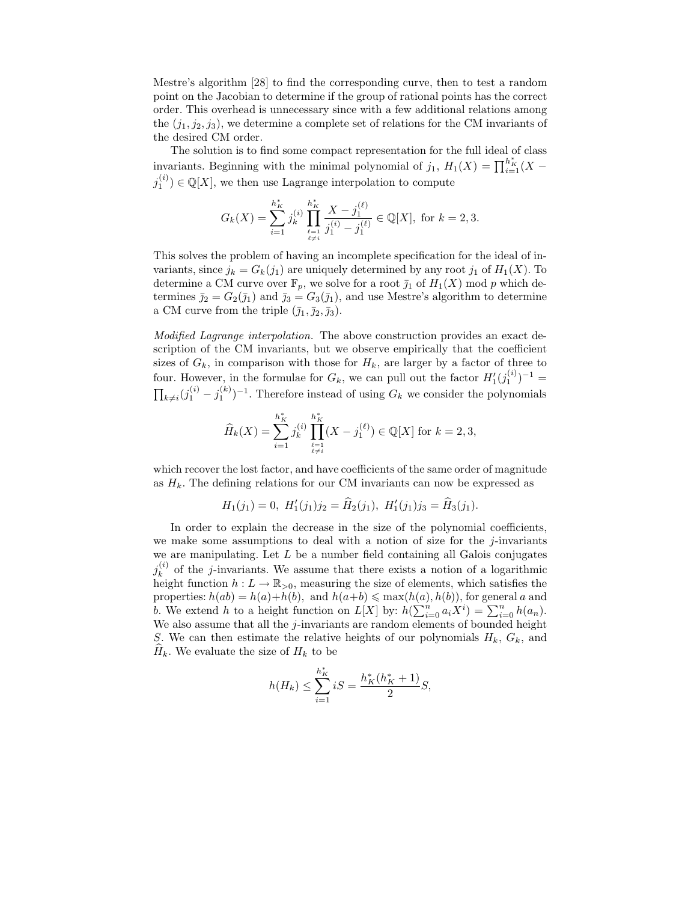Mestre's algorithm [28] to find the corresponding curve, then to test a random point on the Jacobian to determine if the group of rational points has the correct order. This overhead is unnecessary since with a few additional relations among the $(j_1, j_2, j_3)$, we determine a complete set of relations for the CM invariants of the desired CM order.

The solution is to find some compact representation for the full ideal of class invariants. Beginning with the minimal polynomial of $j_1$, $H_1(X) = \prod_{i=1}^{h_K^*}(X - j_1^{(i)}) \in \mathbb{Q}[X]$, we then use Lagrange interpolation to compute

$$G_k(X) = \sum_{i=1}^{h_K^*} j_k^{(i)} \prod_{\substack{\ell=1\\ \ell\neq i}}^{h_K^*} \frac{X - j_1^{(\ell)}}{j_1^{(i)} - j_1^{(\ell)}} \in \mathbb{Q}[X], \text{ for } k = 2, 3.$$

This solves the problem of having an incomplete specification for the ideal of invariants, since $j_k = G_k(j_1)$ are uniquely determined by any root $j_1$ of $H_1(X)$. To determine a CM curve over $\mathbb{F}_p$, we solve for a root $\bar{j}_1$ of $H_1(X)$ mod $p$ which determines $\bar{j}_2 = G_2(\bar{j}_1)$ and $\bar{j}_3 = G_3(\bar{j}_1)$, and use Mestre's algorithm to determine a CM curve from the triple $(\bar{j}_1, \bar{j}_2, \bar{j}_3)$.

*Modified Lagrange interpolation.* The above construction provides an exact description of the CM invariants, but we observe empirically that the coefficient sizes of $G_k$, in comparison with those for $H_k$, are larger by a factor of three to four. However, in the formulae for $G_k$, we can pull out the factor $H_1'(j_1^{(i)})^{-1} = \prod_{k\neq i}(j_1^{(i)} - j_1^{(k)})^{-1}$. Therefore instead of using $G_k$ we consider the polynomials

$$\widehat{H}_k(X) = \sum_{i=1}^{h_K^*} j_k^{(i)} \prod_{\substack{\ell=1\\ \ell\neq i}}^{h_K^*} (X - j_1^{(\ell)}) \in \mathbb{Q}[X] \text{ for } k = 2, 3,$$

which recover the lost factor, and have coefficients of the same order of magnitude as $H_k$. The defining relations for our CM invariants can now be expressed as

$$H_1(j_1) = 0,\ H_1'(j_1)j_2 = \widehat{H}_2(j_1),\ H_1'(j_1)j_3 = \widehat{H}_3(j_1).$$

In order to explain the decrease in the size of the polynomial coefficients, we make some assumptions to deal with a notion of size for the $j$-invariants we are manipulating. Let $L$ be a number field containing all Galois conjugates $j_k^{(i)}$ of the $j$-invariants. We assume that there exists a notion of a logarithmic height function $h : L \to \mathbb{R}_{>0}$, measuring the size of elements, which satisfies the properties: $h(ab) = h(a) + h(b)$, and $h(a+b) \leqslant \max(h(a), h(b))$, for general $a$ and $b$. We extend $h$ to a height function on $L[X]$ by: $h(\sum_{i=0}^{n} a_i X^i) = \sum_{i=0}^{n} h(a_n)$. We also assume that all the $j$-invariants are random elements of bounded height $S$. We can then estimate the relative heights of our polynomials $H_k$, $G_k$, and $\widehat{H}_k$. We evaluate the size of $H_k$ to be

$$h(H_k) \leq \sum_{i=1}^{h_K^*} iS = \frac{h_K^*(h_K^* + 1)}{2} S,$$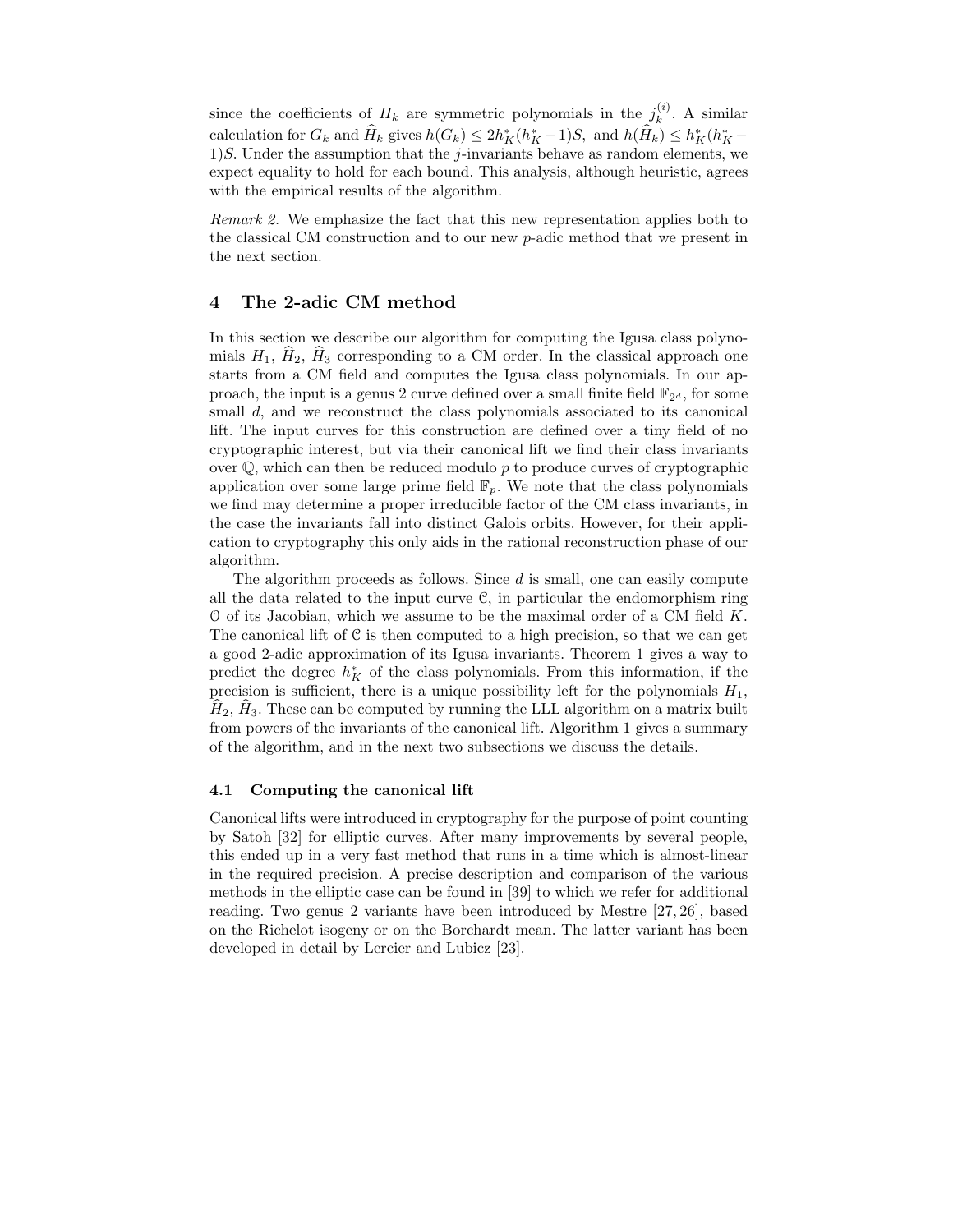since the coefficients of $H_k$ are symmetric polynomials in the $j_k^{(i)}$. A similar calculation for $G_k$ and $\widehat{H}_k$ gives $h(G_k) \leq 2h_K^*(h_K^* - 1)S$, and $h(\widehat{H}_k) \leq h_K^*(h_K^* - 1)S$. Under the assumption that the $j$-invariants behave as random elements, we expect equality to hold for each bound. This analysis, although heuristic, agrees with the empirical results of the algorithm.

*Remark 2.* We emphasize the fact that this new representation applies both to the classical CM construction and to our new $p$-adic method that we present in the next section.

## 4 The 2-adic CM method

In this section we describe our algorithm for computing the Igusa class polynomials $H_1$, $\widehat{H}_2$, $\widehat{H}_3$ corresponding to a CM order. In the classical approach one starts from a CM field and computes the Igusa class polynomials. In our approach, the input is a genus 2 curve defined over a small finite field $\mathbb{F}_{2^d}$, for some small $d$, and we reconstruct the class polynomials associated to its canonical lift. The input curves for this construction are defined over a tiny field of no cryptographic interest, but via their canonical lift we find their class invariants over $\mathbb{Q}$, which can then be reduced modulo $p$ to produce curves of cryptographic application over some large prime field $\mathbb{F}_p$. We note that the class polynomials we find may determine a proper irreducible factor of the CM class invariants, in the case the invariants fall into distinct Galois orbits. However, for their application to cryptography this only aids in the rational reconstruction phase of our algorithm.

The algorithm proceeds as follows. Since $d$ is small, one can easily compute all the data related to the input curve $\mathcal{C}$, in particular the endomorphism ring $\mathcal{O}$ of its Jacobian, which we assume to be the maximal order of a CM field $K$. The canonical lift of $\mathcal{C}$ is then computed to a high precision, so that we can get a good 2-adic approximation of its Igusa invariants. Theorem 1 gives a way to predict the degree $h_K^*$ of the class polynomials. From this information, if the precision is sufficient, there is a unique possibility left for the polynomials $H_1$, $\widehat{H}_2$, $\widehat{H}_3$. These can be computed by running the LLL algorithm on a matrix built from powers of the invariants of the canonical lift. Algorithm 1 gives a summary of the algorithm, and in the next two subsections we discuss the details.

### 4.1 Computing the canonical lift

Canonical lifts were introduced in cryptography for the purpose of point counting by Satoh [32] for elliptic curves. After many improvements by several people, this ended up in a very fast method that runs in a time which is almost-linear in the required precision. A precise description and comparison of the various methods in the elliptic case can be found in [39] to which we refer for additional reading. Two genus 2 variants have been introduced by Mestre [27, 26], based on the Richelot isogeny or on the Borchardt mean. The latter variant has been developed in detail by Lercier and Lubicz [23].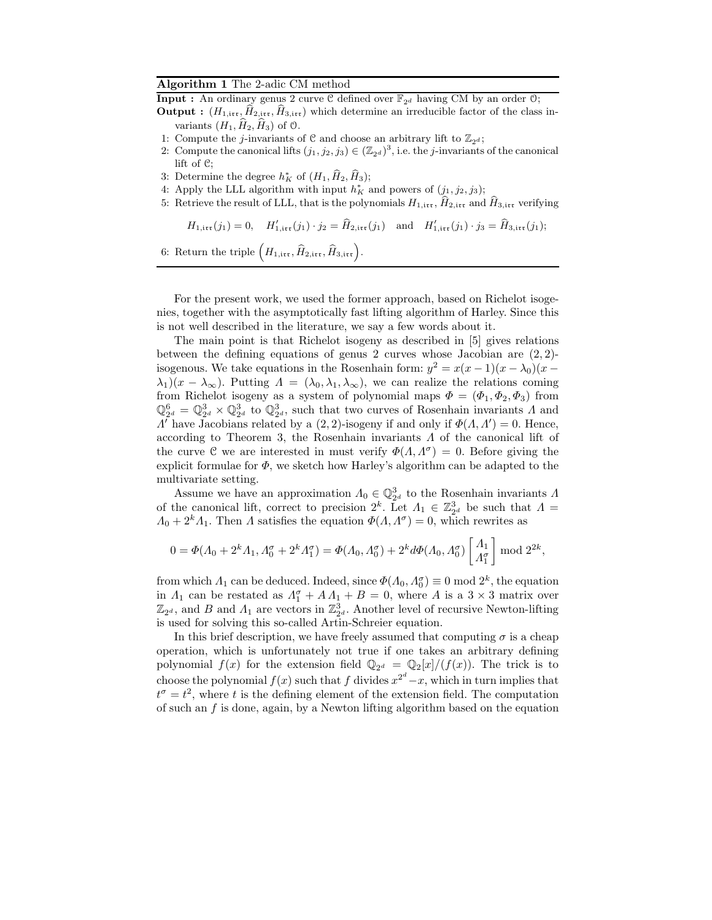**Algorithm 1** The 2-adic CM method

**Input :** An ordinary genus 2 curve $\mathcal{C}$ defined over $\mathbb{F}_{2^d}$ having CM by an order $\mathcal{O}$;

**Output :** $(H_{1,\mathfrak{irr}}, \widehat{H}_{2,\mathfrak{irr}}, \widehat{H}_{3,\mathfrak{irr}})$ which determine an irreducible factor of the class invariants $(H_1, \widehat{H}_2, \widehat{H}_3)$ of $\mathcal{O}$.

1: Compute the $j$-invariants of $\mathcal{C}$ and choose an arbitrary lift to $\mathbb{Z}_{2^d}$;
2: Compute the canonical lifts $(j_1, j_2, j_3) \in (\mathbb{Z}_{2^d})^3$, i.e. the $j$-invariants of the canonical lift of $\mathcal{C}$;
3: Determine the degree $h_K^*$ of $(H_1, \widehat{H}_2, \widehat{H}_3)$;
4: Apply the LLL algorithm with input $h_K^*$ and powers of $(j_1, j_2, j_3)$;
5: Retrieve the result of LLL, that is the polynomials $H_{1,\mathfrak{irr}}$, $\widehat{H}_{2,\mathfrak{irr}}$ and $\widehat{H}_{3,\mathfrak{irr}}$ verifying

$$H_{1,\mathfrak{irr}}(j_1) = 0, \quad H'_{1,\mathfrak{irr}}(j_1) \cdot j_2 = \widehat{H}_{2,\mathfrak{irr}}(j_1) \quad \text{and} \quad H'_{1,\mathfrak{irr}}(j_1) \cdot j_3 = \widehat{H}_{3,\mathfrak{irr}}(j_1);$$

6: Return the triple $\left(H_{1,\mathfrak{irr}}, \widehat{H}_{2,\mathfrak{irr}}, \widehat{H}_{3,\mathfrak{irr}}\right)$.

For the present work, we used the former approach, based on Richelot isogenies, together with the asymptotically fast lifting algorithm of Harley. Since this is not well described in the literature, we say a few words about it.

The main point is that Richelot isogeny as described in [5] gives relations between the defining equations of genus 2 curves whose Jacobian are $(2,2)$-isogenous. We take equations in the Rosenhain form: $y^2 = x(x-1)(x-\lambda_0)(x-\lambda_1)(x-\lambda_\infty)$. Putting $\Lambda = (\lambda_0, \lambda_1, \lambda_\infty)$, we can realize the relations coming from Richelot isogeny as a system of polynomial maps $\Phi = (\Phi_1, \Phi_2, \Phi_3)$ from $\mathbb{Q}_{2^d}^6 = \mathbb{Q}_{2^d}^3 \times \mathbb{Q}_{2^d}^3$ to $\mathbb{Q}_{2^d}^3$, such that two curves of Rosenhain invariants $\Lambda$ and $\Lambda'$ have Jacobians related by a $(2,2)$-isogeny if and only if $\Phi(\Lambda, \Lambda') = 0$. Hence, according to Theorem 3, the Rosenhain invariants $\Lambda$ of the canonical lift of the curve $\mathcal{C}$ we are interested in must verify $\Phi(\Lambda, \Lambda^\sigma) = 0$. Before giving the explicit formulae for $\Phi$, we sketch how Harley's algorithm can be adapted to the multivariate setting.

Assume we have an approximation $\Lambda_0 \in \mathbb{Q}_{2^d}^3$ to the Rosenhain invariants $\Lambda$ of the canonical lift, correct to precision $2^k$. Let $\Lambda_1 \in \mathbb{Z}_{2^d}^3$ be such that $\Lambda = \Lambda_0 + 2^k \Lambda_1$. Then $\Lambda$ satisfies the equation $\Phi(\Lambda, \Lambda^\sigma) = 0$, which rewrites as

$$0 = \Phi(\Lambda_0 + 2^k\Lambda_1, \Lambda_0^\sigma + 2^k\Lambda_1^\sigma) = \Phi(\Lambda_0, \Lambda_0^\sigma) + 2^k d\Phi(\Lambda_0, \Lambda_0^\sigma) \begin{bmatrix} \Lambda_1 \\ \Lambda_1^\sigma \end{bmatrix} \bmod 2^{2k},$$

from which $\Lambda_1$ can be deduced. Indeed, since $\Phi(\Lambda_0, \Lambda_0^\sigma) \equiv 0 \bmod 2^k$, the equation in $\Lambda_1$ can be restated as $\Lambda_1^\sigma + A\,\Lambda_1 + B = 0$, where $A$ is a $3 \times 3$ matrix over $\mathbb{Z}_{2^d}$, and $B$ and $\Lambda_1$ are vectors in $\mathbb{Z}_{2^d}^3$. Another level of recursive Newton-lifting is used for solving this so-called Artin-Schreier equation.

In this brief description, we have freely assumed that computing $\sigma$ is a cheap operation, which is unfortunately not true if one takes an arbitrary defining polynomial $f(x)$ for the extension field $\mathbb{Q}_{2^d} = \mathbb{Q}_2[x]/(f(x))$. The trick is to choose the polynomial $f(x)$ such that $f$ divides $x^{2^d} - x$, which in turn implies that $t^\sigma = t^2$, where $t$ is the defining element of the extension field. The computation of such an $f$ is done, again, by a Newton lifting algorithm based on the equation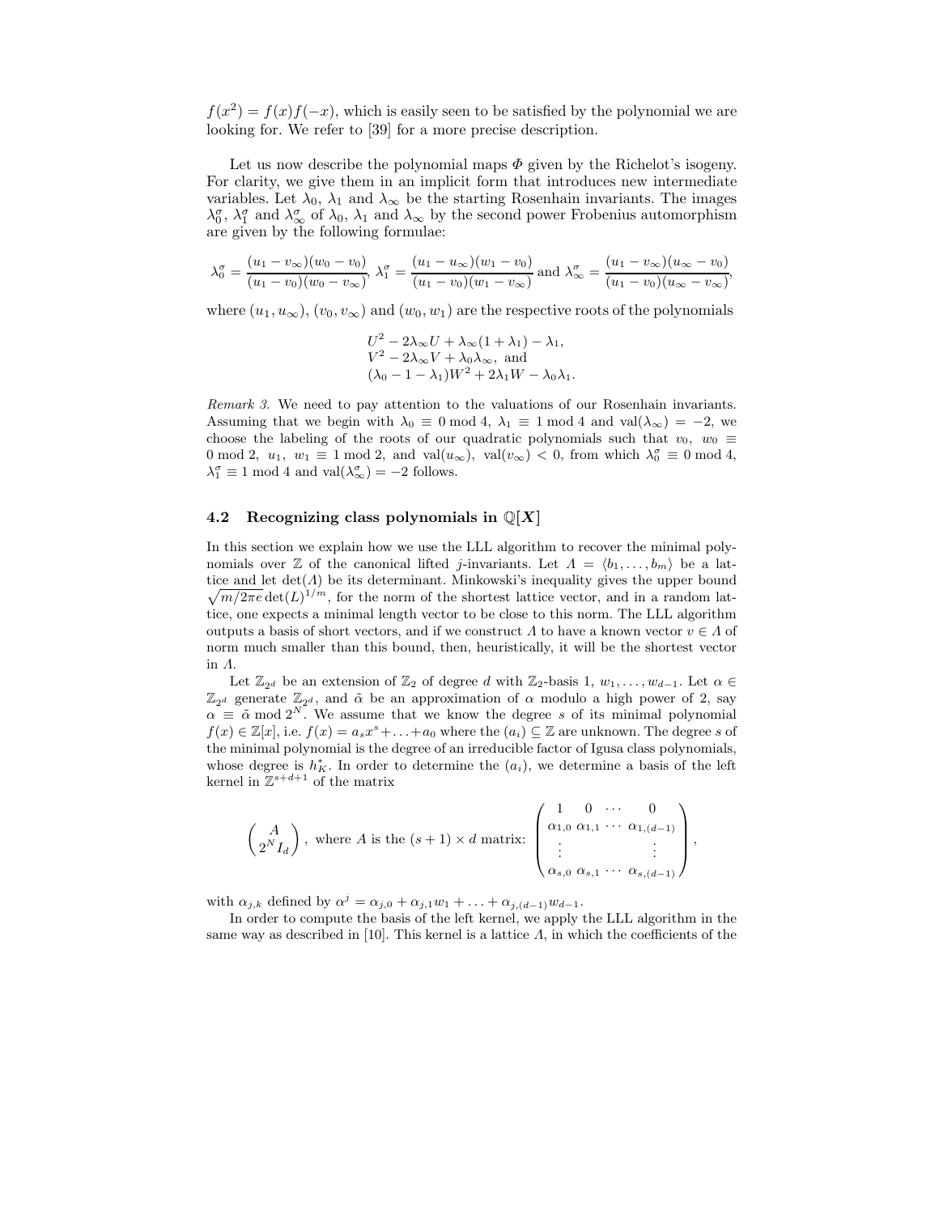$f(x^2) = f(x)f(-x)$, which is easily seen to be satisfied by the polynomial we are looking for. We refer to [39] for a more precise description.

Let us now describe the polynomial maps $\Phi$ given by the Richelot's isogeny. For clarity, we give them in an implicit form that introduces new intermediate variables. Let $\lambda_0$, $\lambda_1$ and $\lambda_\infty$ be the starting Rosenhain invariants. The images $\lambda_0^\sigma$, $\lambda_1^\sigma$ and $\lambda_\infty^\sigma$ of $\lambda_0$, $\lambda_1$ and $\lambda_\infty$ by the second power Frobenius automorphism are given by the following formulae:

$$\lambda_0^\sigma = \frac{(u_1 - v_\infty)(w_0 - v_0)}{(u_1 - v_0)(w_0 - v_\infty)},\ \lambda_1^\sigma = \frac{(u_1 - u_\infty)(w_1 - v_0)}{(u_1 - v_0)(w_1 - v_\infty)} \text{ and } \lambda_\infty^\sigma = \frac{(u_1 - v_\infty)(u_\infty - v_0)}{(u_1 - v_0)(u_\infty - v_\infty)},$$

where $(u_1, u_\infty)$, $(v_0, v_\infty)$ and $(w_0, w_1)$ are the respective roots of the polynomials

$$\begin{aligned}
&U^2 - 2\lambda_\infty U + \lambda_\infty(1 + \lambda_1) - \lambda_1,\\
&V^2 - 2\lambda_\infty V + \lambda_0\lambda_\infty, \text{ and}\\
&(\lambda_0 - 1 - \lambda_1)W^2 + 2\lambda_1 W - \lambda_0\lambda_1.
\end{aligned}$$

*Remark 3.* We need to pay attention to the valuations of our Rosenhain invariants. Assuming that we begin with $\lambda_0 \equiv 0 \bmod 4$, $\lambda_1 \equiv 1 \bmod 4$ and $\mathrm{val}(\lambda_\infty) = -2$, we choose the labeling of the roots of our quadratic polynomials such that $v_0,\ w_0 \equiv 0 \bmod 2,\ u_1,\ w_1 \equiv 1 \bmod 2$, and $\mathrm{val}(u_\infty),\ \mathrm{val}(v_\infty) < 0$, from which $\lambda_0^\sigma \equiv 0 \bmod 4$, $\lambda_1^\sigma \equiv 1 \bmod 4$ and $\mathrm{val}(\lambda_\infty^\sigma) = -2$ follows.

### 4.2 Recognizing class polynomials in $\mathbb{Q}[X]$

In this section we explain how we use the LLL algorithm to recover the minimal polynomials over $\mathbb{Z}$ of the canonical lifted $j$-invariants. Let $\Lambda = \langle b_1, \ldots, b_m \rangle$ be a lattice and let $\det(\Lambda)$ be its determinant. Minkowski's inequality gives the upper bound $\sqrt{m/2\pi e}\det(L)^{1/m}$, for the norm of the shortest lattice vector, and in a random lattice, one expects a minimal length vector to be close to this norm. The LLL algorithm outputs a basis of short vectors, and if we construct $\Lambda$ to have a known vector $v \in \Lambda$ of norm much smaller than this bound, then, heuristically, it will be the shortest vector in $\Lambda$.

Let $\mathbb{Z}_{2^d}$ be an extension of $\mathbb{Z}_2$ of degree $d$ with $\mathbb{Z}_2$-basis $1, w_1, \ldots, w_{d-1}$. Let $\alpha \in \mathbb{Z}_{2^d}$ generate $\mathbb{Z}_{2^d}$, and $\tilde{\alpha}$ be an approximation of $\alpha$ modulo a high power of 2, say $\alpha \equiv \tilde{\alpha} \bmod 2^N$. We assume that we know the degree $s$ of its minimal polynomial $f(x) \in \mathbb{Z}[x]$, i.e. $f(x) = a_s x^s + \ldots + a_0$ where the $(a_i) \subseteq \mathbb{Z}$ are unknown. The degree $s$ of the minimal polynomial is the degree of an irreducible factor of Igusa class polynomials, whose degree is $h_K^*$. In order to determine the $(a_i)$, we determine a basis of the left kernel in $\mathbb{Z}^{s+d+1}$ of the matrix

$$\begin{pmatrix} A \\ 2^N I_d \end{pmatrix}, \text{ where } A \text{ is the } (s+1) \times d \text{ matrix: } \begin{pmatrix} 1 & 0 & \cdots & 0 \\ \alpha_{1,0} & \alpha_{1,1} & \cdots & \alpha_{1,(d-1)} \\ \vdots & & & \vdots \\ \alpha_{s,0} & \alpha_{s,1} & \cdots & \alpha_{s,(d-1)} \end{pmatrix},$$

with $\alpha_{j,k}$ defined by $\alpha^j = \alpha_{j,0} + \alpha_{j,1}w_1 + \ldots + \alpha_{j,(d-1)}w_{d-1}$.

In order to compute the basis of the left kernel, we apply the LLL algorithm in the same way as described in [10]. This kernel is a lattice $\Lambda$, in which the coefficients of the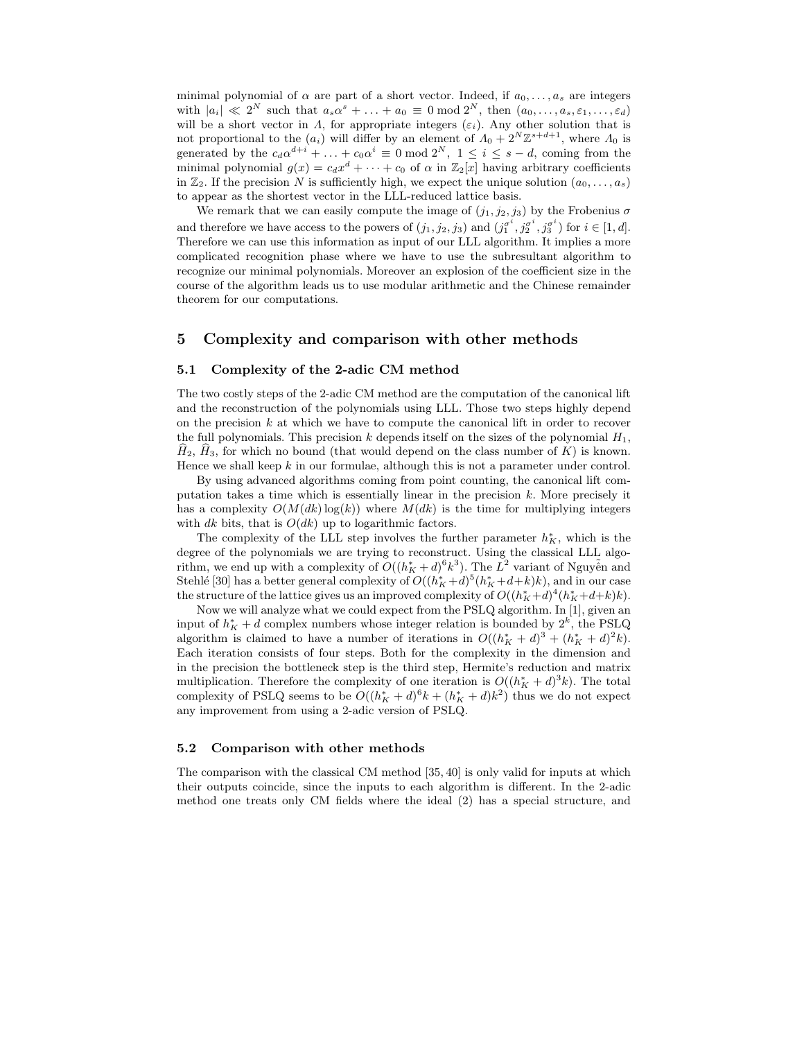minimal polynomial of $\alpha$ are part of a short vector. Indeed, if $a_0, \ldots, a_s$ are integers with $|a_i| \ll 2^N$ such that $a_s\alpha^s + \ldots + a_0 \equiv 0 \bmod 2^N$, then $(a_0, \ldots, a_s, \varepsilon_1, \ldots, \varepsilon_d)$ will be a short vector in $\Lambda$, for appropriate integers $(\varepsilon_i)$. Any other solution that is not proportional to the $(a_i)$ will differ by an element of $\Lambda_0 + 2^N\mathbb{Z}^{s+d+1}$, where $\Lambda_0$ is generated by the $c_d\alpha^{d+i} + \ldots + c_0\alpha^i \equiv 0 \bmod 2^N$, $1 \leq i \leq s-d$, coming from the minimal polynomial $g(x) = c_dx^d + \cdots + c_0$ of $\alpha$ in $\mathbb{Z}_2[x]$ having arbitrary coefficients in $\mathbb{Z}_2$. If the precision $N$ is sufficiently high, we expect the unique solution $(a_0, \ldots, a_s)$ to appear as the shortest vector in the LLL-reduced lattice basis.

We remark that we can easily compute the image of $(j_1, j_2, j_3)$ by the Frobenius $\sigma$ and therefore we have access to the powers of $(j_1, j_2, j_3)$ and $(j_1^{\sigma^i}, j_2^{\sigma^i}, j_3^{\sigma^i})$ for $i \in [1, d]$. Therefore we can use this information as input of our LLL algorithm. It implies a more complicated recognition phase where we have to use the subresultant algorithm to recognize our minimal polynomials. Moreover an explosion of the coefficient size in the course of the algorithm leads us to use modular arithmetic and the Chinese remainder theorem for our computations.

## 5 Complexity and comparison with other methods

### 5.1 Complexity of the 2-adic CM method

The two costly steps of the 2-adic CM method are the computation of the canonical lift and the reconstruction of the polynomials using LLL. Those two steps highly depend on the precision $k$ at which we have to compute the canonical lift in order to recover the full polynomials. This precision $k$ depends itself on the sizes of the polynomial $H_1$, $\widehat{H}_2$, $\widehat{H}_3$, for which no bound (that would depend on the class number of $K$) is known. Hence we shall keep $k$ in our formulae, although this is not a parameter under control.

By using advanced algorithms coming from point counting, the canonical lift computation takes a time which is essentially linear in the precision $k$. More precisely it has a complexity $O(M(dk)\log(k))$ where $M(dk)$ is the time for multiplying integers with $dk$ bits, that is $O(dk)$ up to logarithmic factors.

The complexity of the LLL step involves the further parameter $h_K^*$, which is the degree of the polynomials we are trying to reconstruct. Using the classical LLL algorithm, we end up with a complexity of $O((h_K^*+d)^6k^3)$. The $L^2$ variant of Nguyễn and Stehlé [30] has a better general complexity of $O((h_K^*+d)^5(h_K^*+d+k)k)$, and in our case the structure of the lattice gives us an improved complexity of $O((h_K^*+d)^4(h_K^*+d+k)k)$.

Now we will analyze what we could expect from the PSLQ algorithm. In [1], given an input of $h_K^*+d$ complex numbers whose integer relation is bounded by $2^k$, the PSLQ algorithm is claimed to have a number of iterations in $O((h_K^*+d)^3 + (h_K^*+d)^2k)$. Each iteration consists of four steps. Both for the complexity in the dimension and in the precision the bottleneck step is the third step, Hermite's reduction and matrix multiplication. Therefore the complexity of one iteration is $O((h_K^*+d)^3k)$. The total complexity of PSLQ seems to be $O((h_K^*+d)^6k + (h_K^*+d)k^2)$ thus we do not expect any improvement from using a 2-adic version of PSLQ.

### 5.2 Comparison with other methods

The comparison with the classical CM method [35, 40] is only valid for inputs at which their outputs coincide, since the inputs to each algorithm is different. In the 2-adic method one treats only CM fields where the ideal (2) has a special structure, and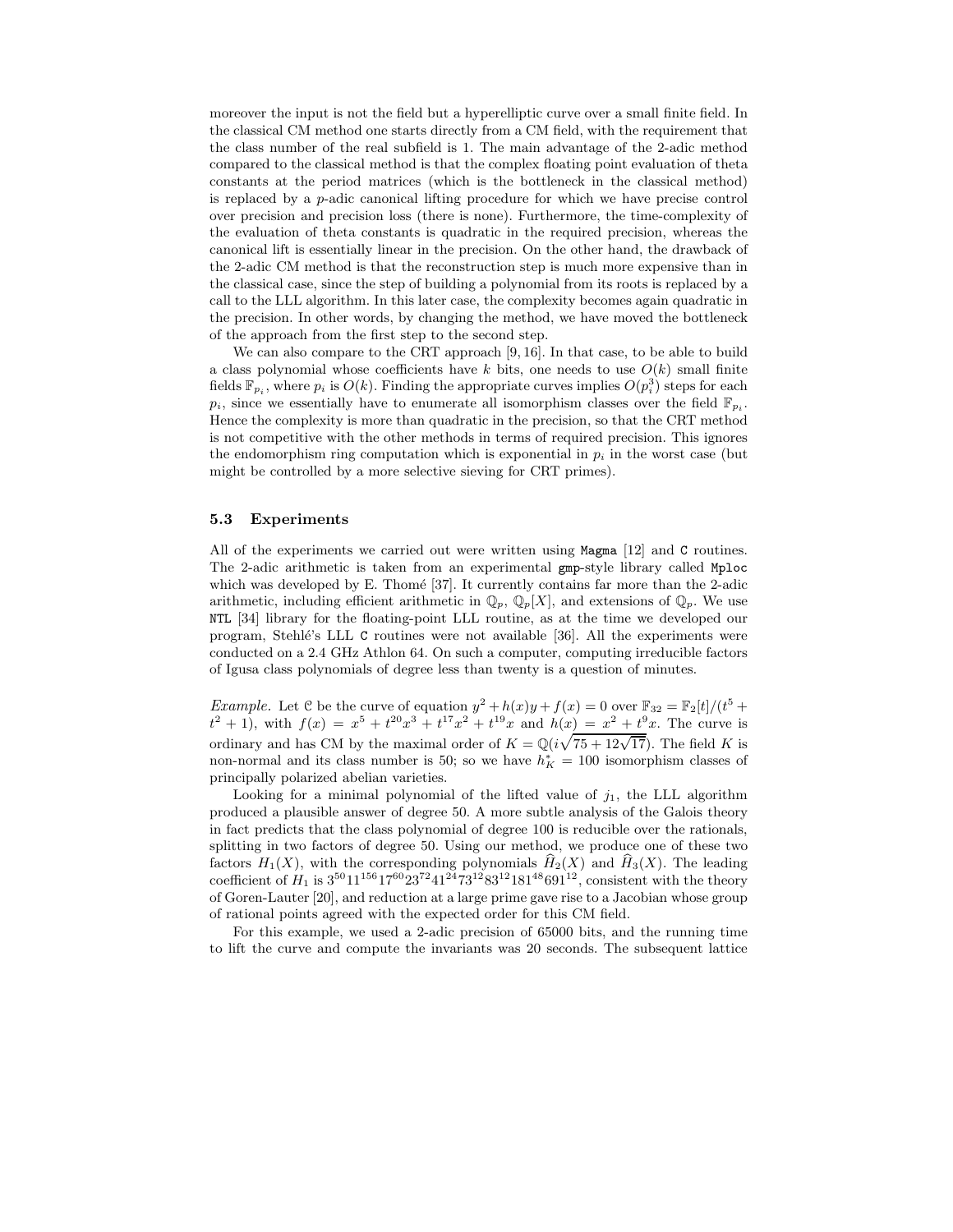moreover the input is not the field but a hyperelliptic curve over a small finite field. In the classical CM method one starts directly from a CM field, with the requirement that the class number of the real subfield is 1. The main advantage of the 2-adic method compared to the classical method is that the complex floating point evaluation of theta constants at the period matrices (which is the bottleneck in the classical method) is replaced by a $p$-adic canonical lifting procedure for which we have precise control over precision and precision loss (there is none). Furthermore, the time-complexity of the evaluation of theta constants is quadratic in the required precision, whereas the canonical lift is essentially linear in the precision. On the other hand, the drawback of the 2-adic CM method is that the reconstruction step is much more expensive than in the classical case, since the step of building a polynomial from its roots is replaced by a call to the LLL algorithm. In this later case, the complexity becomes again quadratic in the precision. In other words, by changing the method, we have moved the bottleneck of the approach from the first step to the second step.

We can also compare to the CRT approach [9, 16]. In that case, to be able to build a class polynomial whose coefficients have $k$ bits, one needs to use $O(k)$ small finite fields $\mathbb{F}_{p_i}$, where $p_i$ is $O(k)$. Finding the appropriate curves implies $O(p_i^3)$ steps for each $p_i$, since we essentially have to enumerate all isomorphism classes over the field $\mathbb{F}_{p_i}$. Hence the complexity is more than quadratic in the precision, so that the CRT method is not competitive with the other methods in terms of required precision. This ignores the endomorphism ring computation which is exponential in $p_i$ in the worst case (but might be controlled by a more selective sieving for CRT primes).

### 5.3 Experiments

All of the experiments we carried out were written using Magma [12] and C routines. The 2-adic arithmetic is taken from an experimental gmp-style library called Mploc which was developed by E. Thomé [37]. It currently contains far more than the 2-adic arithmetic, including efficient arithmetic in $\mathbb{Q}_p$, $\mathbb{Q}_p[X]$, and extensions of $\mathbb{Q}_p$. We use NTL [34] library for the floating-point LLL routine, as at the time we developed our program, Stehlé's LLL C routines were not available [36]. All the experiments were conducted on a 2.4 GHz Athlon 64. On such a computer, computing irreducible factors of Igusa class polynomials of degree less than twenty is a question of minutes.

*Example.* Let $\mathcal{C}$ be the curve of equation $y^2 + h(x)y + f(x) = 0$ over $\mathbb{F}_{32} = \mathbb{F}_2[t]/(t^5 + t^2 + 1)$, with $f(x) = x^5 + t^{20}x^3 + t^{17}x^2 + t^{19}x$ and $h(x) = x^2 + t^9x$. The curve is ordinary and has CM by the maximal order of $K = \mathbb{Q}(i\sqrt{75 + 12\sqrt{17}})$. The field $K$ is non-normal and its class number is 50; so we have $h_K^* = 100$ isomorphism classes of principally polarized abelian varieties.

Looking for a minimal polynomial of the lifted value of $j_1$, the LLL algorithm produced a plausible answer of degree 50. A more subtle analysis of the Galois theory in fact predicts that the class polynomial of degree 100 is reducible over the rationals, splitting in two factors of degree 50. Using our method, we produce one of these two factors $H_1(X)$, with the corresponding polynomials $\widehat{H}_2(X)$ and $\widehat{H}_3(X)$. The leading coefficient of $H_1$ is $3^{50}11^{156}17^{60}23^{72}41^{24}73^{12}83^{12}181^{48}691^{12}$, consistent with the theory of Goren-Lauter [20], and reduction at a large prime gave rise to a Jacobian whose group of rational points agreed with the expected order for this CM field.

For this example, we used a 2-adic precision of 65000 bits, and the running time to lift the curve and compute the invariants was 20 seconds. The subsequent lattice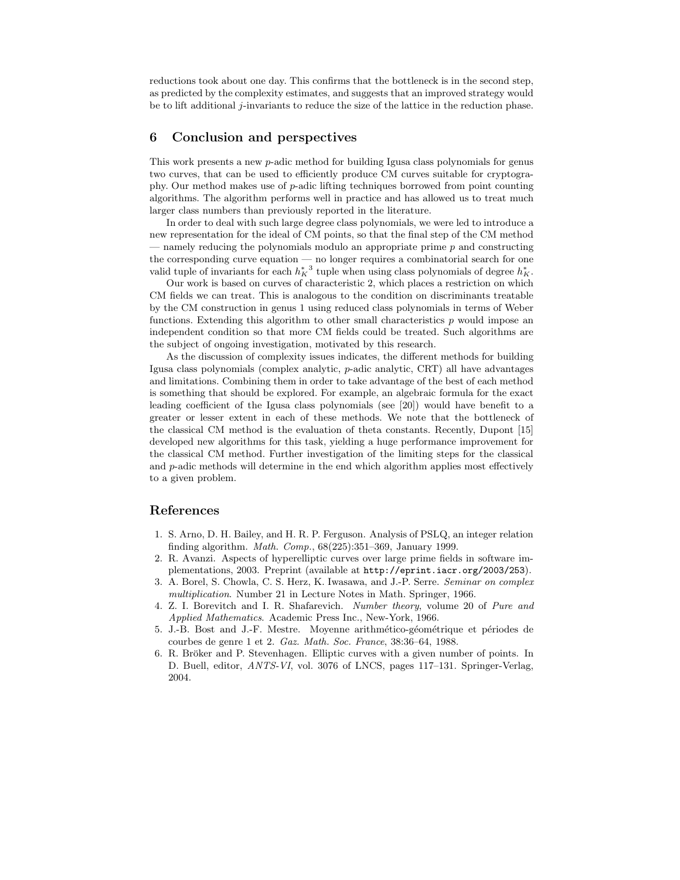reductions took about one day. This confirms that the bottleneck is in the second step, as predicted by the complexity estimates, and suggests that an improved strategy would be to lift additional $j$-invariants to reduce the size of the lattice in the reduction phase.

## 6 Conclusion and perspectives

This work presents a new $p$-adic method for building Igusa class polynomials for genus two curves, that can be used to efficiently produce CM curves suitable for cryptography. Our method makes use of $p$-adic lifting techniques borrowed from point counting algorithms. The algorithm performs well in practice and has allowed us to treat much larger class numbers than previously reported in the literature.

In order to deal with such large degree class polynomials, we were led to introduce a new representation for the ideal of CM points, so that the final step of the CM method — namely reducing the polynomials modulo an appropriate prime $p$ and constructing the corresponding curve equation — no longer requires a combinatorial search for one valid tuple of invariants for each ${h_K^*}^3$ tuple when using class polynomials of degree $h_K^*$.

Our work is based on curves of characteristic 2, which places a restriction on which CM fields we can treat. This is analogous to the condition on discriminants treatable by the CM construction in genus 1 using reduced class polynomials in terms of Weber functions. Extending this algorithm to other small characteristics $p$ would impose an independent condition so that more CM fields could be treated. Such algorithms are the subject of ongoing investigation, motivated by this research.

As the discussion of complexity issues indicates, the different methods for building Igusa class polynomials (complex analytic, $p$-adic analytic, CRT) all have advantages and limitations. Combining them in order to take advantage of the best of each method is something that should be explored. For example, an algebraic formula for the exact leading coefficient of the Igusa class polynomials (see [20]) would have benefit to a greater or lesser extent in each of these methods. We note that the bottleneck of the classical CM method is the evaluation of theta constants. Recently, Dupont [15] developed new algorithms for this task, yielding a huge performance improvement for the classical CM method. Further investigation of the limiting steps for the classical and $p$-adic methods will determine in the end which algorithm applies most effectively to a given problem.

## References

1. S. Arno, D. H. Bailey, and H. R. P. Ferguson. Analysis of PSLQ, an integer relation finding algorithm. *Math. Comp.*, 68(225):351–369, January 1999.
2. R. Avanzi. Aspects of hyperelliptic curves over large prime fields in software implementations, 2003. Preprint (available at `http://eprint.iacr.org/2003/253`).
3. A. Borel, S. Chowla, C. S. Herz, K. Iwasawa, and J.-P. Serre. *Seminar on complex multiplication*. Number 21 in Lecture Notes in Math. Springer, 1966.
4. Z. I. Borevitch and I. R. Shafarevich. *Number theory*, volume 20 of *Pure and Applied Mathematics*. Academic Press Inc., New-York, 1966.
5. J.-B. Bost and J.-F. Mestre. Moyenne arithmético-géométrique et périodes de courbes de genre 1 et 2. *Gaz. Math. Soc. France*, 38:36–64, 1988.
6. R. Bröker and P. Stevenhagen. Elliptic curves with a given number of points. In D. Buell, editor, *ANTS-VI*, vol. 3076 of LNCS, pages 117–131. Springer-Verlag, 2004.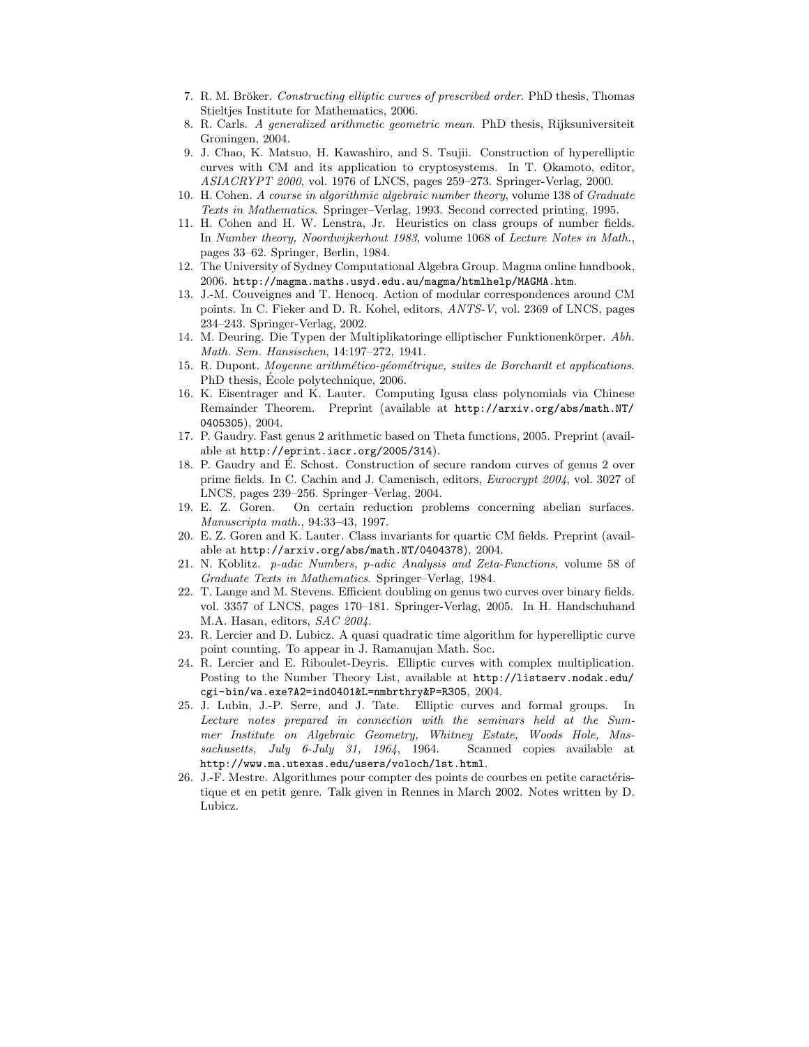7. R. M. Bröker. *Constructing elliptic curves of prescribed order*. PhD thesis, Thomas Stieltjes Institute for Mathematics, 2006.
8. R. Carls. *A generalized arithmetic geometric mean*. PhD thesis, Rijksuniversiteit Groningen, 2004.
9. J. Chao, K. Matsuo, H. Kawashiro, and S. Tsujii. Construction of hyperelliptic curves with CM and its application to cryptosystems. In T. Okamoto, editor, *ASIACRYPT 2000*, vol. 1976 of LNCS, pages 259–273. Springer-Verlag, 2000.
10. H. Cohen. *A course in algorithmic algebraic number theory*, volume 138 of *Graduate Texts in Mathematics*. Springer–Verlag, 1993. Second corrected printing, 1995.
11. H. Cohen and H. W. Lenstra, Jr. Heuristics on class groups of number fields. In *Number theory, Noordwijkerhout 1983*, volume 1068 of *Lecture Notes in Math.*, pages 33–62. Springer, Berlin, 1984.
12. The University of Sydney Computational Algebra Group. Magma online handbook, 2006. `http://magma.maths.usyd.edu.au/magma/htmlhelp/MAGMA.htm`.
13. J.-M. Couveignes and T. Henocq. Action of modular correspondences around CM points. In C. Fieker and D. R. Kohel, editors, *ANTS-V*, vol. 2369 of LNCS, pages 234–243. Springer-Verlag, 2002.
14. M. Deuring. Die Typen der Multiplikatoringe elliptischer Funktionenkörper. *Abh. Math. Sem. Hansischen*, 14:197–272, 1941.
15. R. Dupont. *Moyenne arithmético-géométrique, suites de Borchardt et applications*. PhD thesis, École polytechnique, 2006.
16. K. Eisentrager and K. Lauter. Computing Igusa class polynomials via Chinese Remainder Theorem. Preprint (available at `http://arxiv.org/abs/math.NT/0405305`), 2004.
17. P. Gaudry. Fast genus 2 arithmetic based on Theta functions, 2005. Preprint (available at `http://eprint.iacr.org/2005/314`).
18. P. Gaudry and É. Schost. Construction of secure random curves of genus 2 over prime fields. In C. Cachin and J. Camenisch, editors, *Eurocrypt 2004*, vol. 3027 of LNCS, pages 239–256. Springer–Verlag, 2004.
19. E. Z. Goren. On certain reduction problems concerning abelian surfaces. *Manuscripta math.*, 94:33–43, 1997.
20. E. Z. Goren and K. Lauter. Class invariants for quartic CM fields. Preprint (available at `http://arxiv.org/abs/math.NT/0404378`), 2004.
21. N. Koblitz. *p-adic Numbers, p-adic Analysis and Zeta-Functions*, volume 58 of *Graduate Texts in Mathematics*. Springer–Verlag, 1984.
22. T. Lange and M. Stevens. Efficient doubling on genus two curves over binary fields. vol. 3357 of LNCS, pages 170–181. Springer-Verlag, 2005. In H. Handschuhand M.A. Hasan, editors, *SAC 2004*.
23. R. Lercier and D. Lubicz. A quasi quadratic time algorithm for hyperelliptic curve point counting. To appear in J. Ramanujan Math. Soc.
24. R. Lercier and E. Riboulet-Deyris. Elliptic curves with complex multiplication. Posting to the Number Theory List, available at `http://listserv.nodak.edu/cgi-bin/wa.exe?A2=ind0401&L=nmbrthry&P=R305`, 2004.
25. J. Lubin, J.-P. Serre, and J. Tate. Elliptic curves and formal groups. In *Lecture notes prepared in connection with the seminars held at the Summer Institute on Algebraic Geometry, Whitney Estate, Woods Hole, Massachusetts, July 6-July 31, 1964*, 1964. Scanned copies available at `http://www.ma.utexas.edu/users/voloch/lst.html`.
26. J.-F. Mestre. Algorithmes pour compter des points de courbes en petite caractéristique et en petit genre. Talk given in Rennes in March 2002. Notes written by D. Lubicz.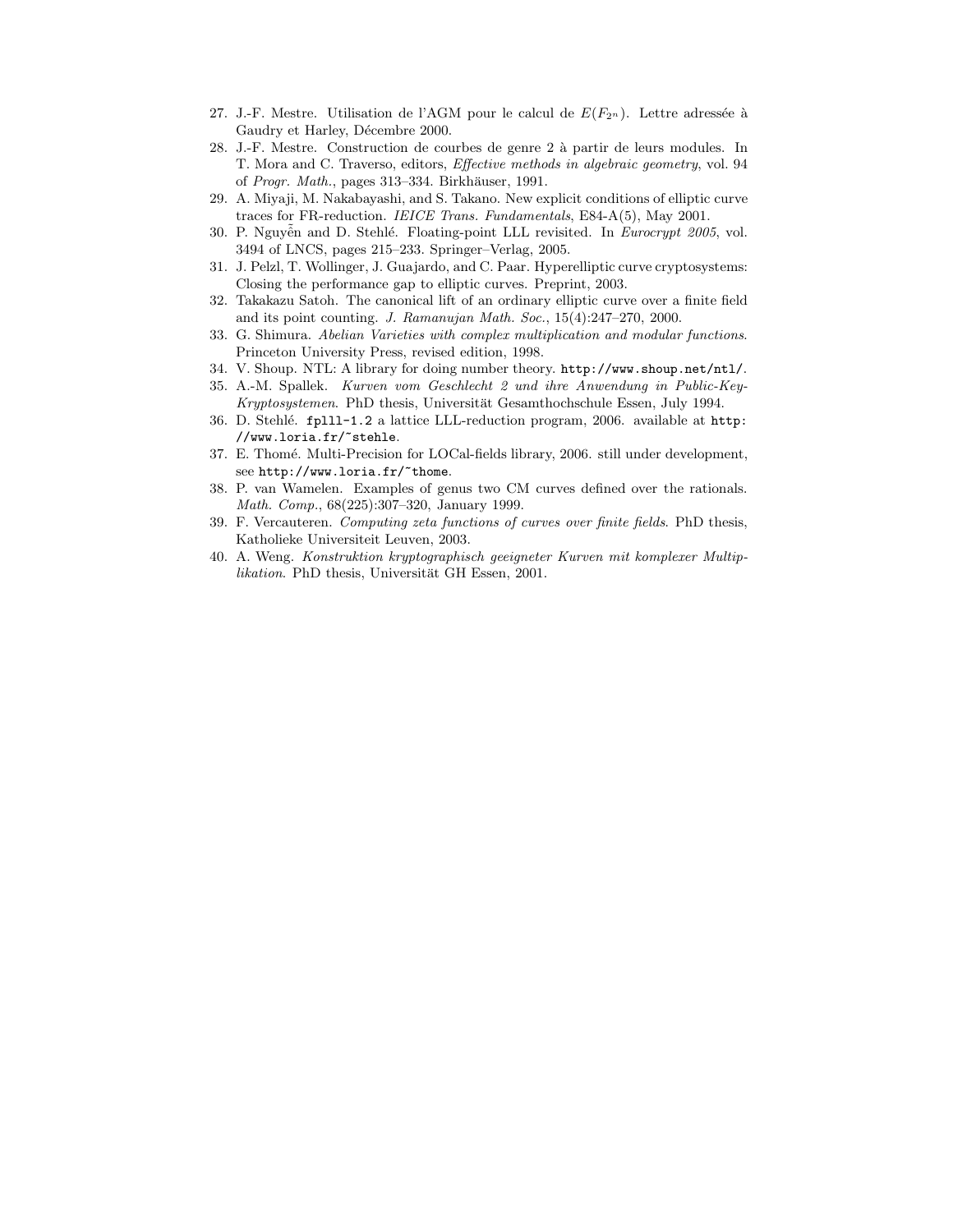27. J.-F. Mestre. Utilisation de l'AGM pour le calcul de $E(F_{2^n})$. Lettre adressée à Gaudry et Harley, Décembre 2000.
28. J.-F. Mestre. Construction de courbes de genre 2 à partir de leurs modules. In T. Mora and C. Traverso, editors, *Effective methods in algebraic geometry*, vol. 94 of *Progr. Math.*, pages 313–334. Birkhäuser, 1991.
29. A. Miyaji, M. Nakabayashi, and S. Takano. New explicit conditions of elliptic curve traces for FR-reduction. *IEICE Trans. Fundamentals*, E84-A(5), May 2001.
30. P. Nguyễn and D. Stehlé. Floating-point LLL revisited. In *Eurocrypt 2005*, vol. 3494 of LNCS, pages 215–233. Springer–Verlag, 2005.
31. J. Pelzl, T. Wollinger, J. Guajardo, and C. Paar. Hyperelliptic curve cryptosystems: Closing the performance gap to elliptic curves. Preprint, 2003.
32. Takakazu Satoh. The canonical lift of an ordinary elliptic curve over a finite field and its point counting. *J. Ramanujan Math. Soc.*, 15(4):247–270, 2000.
33. G. Shimura. *Abelian Varieties with complex multiplication and modular functions*. Princeton University Press, revised edition, 1998.
34. V. Shoup. NTL: A library for doing number theory. `http://www.shoup.net/ntl/`.
35. A.-M. Spallek. *Kurven vom Geschlecht 2 und ihre Anwendung in Public-Key-Kryptosystemen*. PhD thesis, Universität Gesamthochschule Essen, July 1994.
36. D. Stehlé. `fplll-1.2` a lattice LLL-reduction program, 2006. available at `http://www.loria.fr/~stehle`.
37. E. Thomé. Multi-Precision for LOCal-fields library, 2006. still under development, see `http://www.loria.fr/~thome`.
38. P. van Wamelen. Examples of genus two CM curves defined over the rationals. *Math. Comp.*, 68(225):307–320, January 1999.
39. F. Vercauteren. *Computing zeta functions of curves over finite fields*. PhD thesis, Katholieke Universiteit Leuven, 2003.
40. A. Weng. *Konstruktion kryptographisch geeigneter Kurven mit komplexer Multiplikation*. PhD thesis, Universität GH Essen, 2001.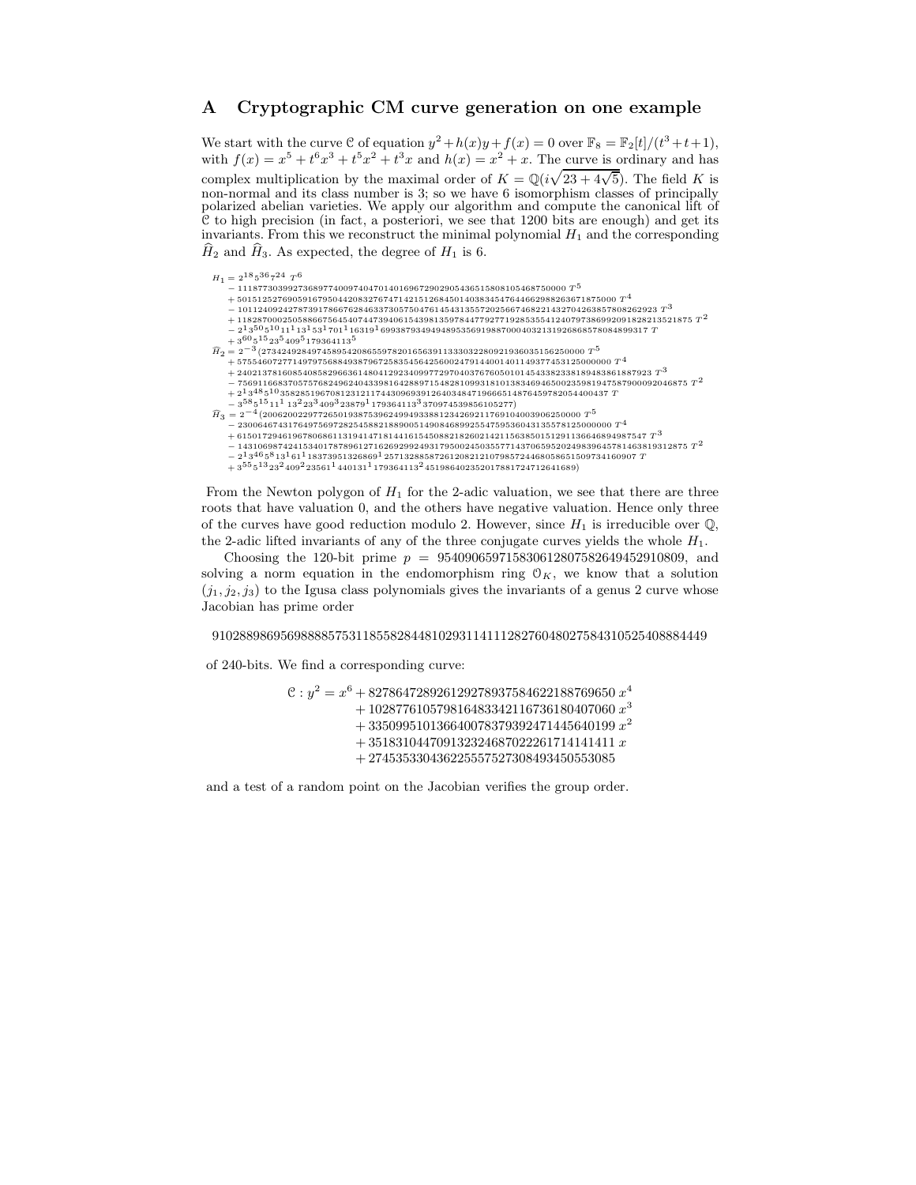## A Cryptographic CM curve generation on one example

We start with the curve $\mathcal{C}$ of equation $y^2+h(x)y+f(x)=0$ over $\mathbb{F}_8=\mathbb{F}_2[t]/(t^3+t+1)$, with $f(x)=x^5+t^6x^3+t^5x^2+t^3x$ and $h(x)=x^2+x$. The curve is ordinary and has complex multiplication by the maximal order of $K=\mathbb{Q}(i\sqrt{23+4\sqrt{5}})$. The field $K$ is non-normal and its class number is 3; so we have 6 isomorphism classes of principally polarized abelian varieties. We apply our algorithm and compute the canonical lift of $\mathcal{C}$ to high precision (in fact, a posteriori, we see that 1200 bits are enough) and get its invariants. From this we reconstruct the minimal polynomial $H_1$ and the corresponding $\widehat{H}_2$ and $\widehat{H}_3$. As expected, the degree of $H_1$ is 6.

$$
\begin{aligned}
H_1 = {} & 2^{18}5^{36}7^{24}\ T^6 \\
& - 11187730399273689774009740470140169672902905436515808105468750000\ T^5 \\
& + 501512527690591679504420832767471421512684501403834547644662988263671875000\ T^4 \\
& - 10112409242787391786676284633730575047614543135572025667468221432704263857808262923\ T^3 \\
& + 11828700025058866756454074473940615439813597844779277192853554124079738699209182821352187 5\ T^2 \\
& - 2^1 3^{50}5^{10}11^1 13^1 53^1 701^1 16319^1 69938793494948953569198870004032131926868578084899317\ T \\
& + 3^{60}5^{15}23^5 409^5 179364113^5 \\
\widehat{H}_2 = {} & 2^{-3}(273424928497458954208655978201656391133303228092193603515625000 0\ T^5 \\
& + 575546072771497975688493879672583545642560024791440014011493774531250000 00\ T^4 \\
& + 24021378160854085829663614804129234099772970403767605010145433823381894838618879 23\ T^3 \\
& - 75691166837057576824962404339816428897154828109931810138346946500235981947587900092046875\ T^2 \\
& + 2^1 3^{48}5^{10}35828519670812312117443096939126403484719666514876459782054400437\ T \\
& - 3^{58}5^{15}11^1 13^2 23^3 409^3 23879^1 179364113^3 370974539856105277) \\
\widehat{H}_3 = {} & 2^{-4}(200620022977265019387539624994933881234269211769104003906250000\ T^5 \\
& - 230064674317649756972825458821889005149084689925547595360431355781250000 00\ T^4 \\
& + 61501729461967806861131941471814416154508821826021421156385015129113664689498754 7\ T^3 \\
& - 1431069874241534017878961271626929924931795002450355771437065952024983964578146381931287 5\ T^2 \\
& - 2^1 3^{46}5^8 13^1 61^1 18373951326869^1 257132885872612082121079857244680586515097341609 07\ T \\
& + 3^{55}5^{13}23^2 409^2 23561^1 440131^1 179364113^2 451986402352017881724712641689)
\end{aligned}
$$

From the Newton polygon of $H_1$ for the 2-adic valuation, we see that there are three roots that have valuation 0, and the others have negative valuation. Hence only three of the curves have good reduction modulo 2. However, since $H_1$ is irreducible over $\mathbb{Q}$, the 2-adic lifted invariants of any of the three conjugate curves yields the whole $H_1$.

Choosing the 120-bit prime $p = 954090659715830612807582649452910809$, and solving a norm equation in the endomorphism ring $\mathcal{O}_K$, we know that a solution $(j_1, j_2, j_3)$ to the Igusa class polynomials gives the invariants of a genus 2 curve whose Jacobian has prime order

910288986956988885753118558284481029311411128276048027584310525408884449

of 240-bits. We find a corresponding curve:

$$
\begin{aligned}
\mathcal{C} : y^2 = x^6 & + 827864728926129278937584622188769650\, x^4 \\
& + 102877610579816483342116736180407060\, x^3 \\
& + 335099510136640078379392471445640199\, x^2 \\
& + 351831044709132324687022261714141411\, x \\
& + 274535330436225557527308493450553085
\end{aligned}
$$

and a test of a random point on the Jacobian verifies the group order.